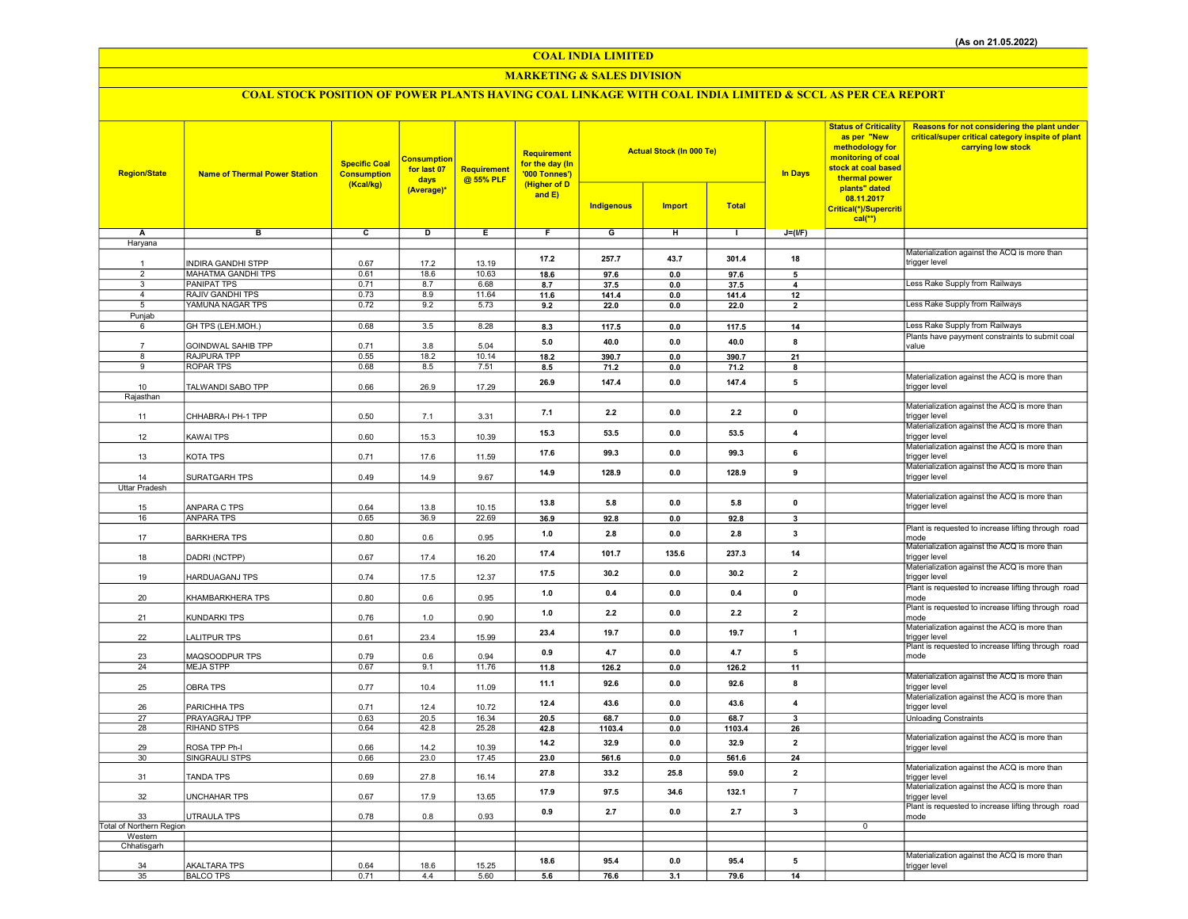(As on 21.05.2022)

# COAL INDIA LIMITED

## MARKETING & SALES DIVISION

### COAL STOCK POSITION OF POWER PLANTS HAVING COAL LINKAGE WITH COAL INDIA LIMITED & SCCL AS PER CEA REPORT

| Region/State | Name of Thermal Power Station | Specific Coal Consumption (Kcal/kg) | Consumption for last 07 days (Average)* | Requirement @ 55% PLF | Requirement for the day (In '000 Tonnes') (Higher of D and E) | Actual Stock (In 000 Te) | | | In Days | Status of Criticality as per "New methodology for monitoring of coal stock at coal based thermal power plants" dated 08.11.2017 Critical(*)/Supercritical(**) | Reasons for not considering the plant under critical/super critical category inspite of plant carrying low stock |
|---|---|---|---|---|---|---|---|---|---|---|---|
| | | | | | | Indigenous | Import | Total | | | |
| A | B | C | D | E | F | G | H | I | J=(I/F) | | |
| Haryana | | | | | | | | | | | |
| 1 | INDIRA GANDHI STPP | 0.67 | 17.2 | 13.19 | 17.2 | 257.7 | 43.7 | 301.4 | 18 | | Materialization against the ACQ is more than trigger level |
| 2 | MAHATMA GANDHI TPS | 0.61 | 18.6 | 10.63 | 18.6 | 97.6 | 0.0 | 97.6 | 5 | | |
| 3 | PANIPAT TPS | 0.71 | 8.7 | 6.68 | 8.7 | 37.5 | 0.0 | 37.5 | 4 | | Less Rake Supply from Railways |
| 4 | RAJIV GANDHI TPS | 0.73 | 8.9 | 11.64 | 11.6 | 141.4 | 0.0 | 141.4 | 12 | | |
| 5 | YAMUNA NAGAR TPS | 0.72 | 9.2 | 5.73 | 9.2 | 22.0 | 0.0 | 22.0 | 2 | | Less Rake Supply from Railways |
| Punjab | | | | | | | | | | | |
| 6 | GH TPS (LEH.MOH.) | 0.68 | 3.5 | 8.28 | 8.3 | 117.5 | 0.0 | 117.5 | 14 | | Less Rake Supply from Railways |
| 7 | GOINDWAL SAHIB TPP | 0.71 | 3.8 | 5.04 | 5.0 | 40.0 | 0.0 | 40.0 | 8 | | Plants have payyment constraints to submit coal value |
| 8 | RAJPURA TPP | 0.55 | 18.2 | 10.14 | 18.2 | 390.7 | 0.0 | 390.7 | 21 | | |
| 9 | ROPAR TPS | 0.68 | 8.5 | 7.51 | 8.5 | 71.2 | 0.0 | 71.2 | 8 | | |
| 10 | TALWANDI SABO TPP | 0.66 | 26.9 | 17.29 | 26.9 | 147.4 | 0.0 | 147.4 | 5 | | Materialization against the ACQ is more than trigger level |
| Rajasthan | | | | | | | | | | | |
| 11 | CHHABRA-I PH-1 TPP | 0.50 | 7.1 | 3.31 | 7.1 | 2.2 | 0.0 | 2.2 | 0 | | Materialization against the ACQ is more than trigger level |
| 12 | KAWAI TPS | 0.60 | 15.3 | 10.39 | 15.3 | 53.5 | 0.0 | 53.5 | 4 | | Materialization against the ACQ is more than trigger level |
| 13 | KOTA TPS | 0.71 | 17.6 | 11.59 | 17.6 | 99.3 | 0.0 | 99.3 | 6 | | Materialization against the ACQ is more than trigger level |
| 14 | SURATGARH TPS | 0.49 | 14.9 | 9.67 | 14.9 | 128.9 | 0.0 | 128.9 | 9 | | Materialization against the ACQ is more than trigger level |
| Uttar Pradesh | | | | | | | | | | | |
| 15 | ANPARA C TPS | 0.64 | 13.8 | 10.15 | 13.8 | 5.8 | 0.0 | 5.8 | 0 | | Materialization against the ACQ is more than trigger level |
| 16 | ANPARA TPS | 0.65 | 36.9 | 22.69 | 36.9 | 92.8 | 0.0 | 92.8 | 3 | | |
| 17 | BARKHERA TPS | 0.80 | 0.6 | 0.95 | 1.0 | 2.8 | 0.0 | 2.8 | 3 | | Plant is requested to increase lifting through road mode |
| 18 | DADRI (NCTPP) | 0.67 | 17.4 | 16.20 | 17.4 | 101.7 | 135.6 | 237.3 | 14 | | Materialization against the ACQ is more than trigger level |
| 19 | HARDUAGANJ TPS | 0.74 | 17.5 | 12.37 | 17.5 | 30.2 | 0.0 | 30.2 | 2 | | Materialization against the ACQ is more than trigger level |
| 20 | KHAMBARKHERA TPS | 0.80 | 0.6 | 0.95 | 1.0 | 0.4 | 0.0 | 0.4 | 0 | | Plant is requested to increase lifting through road mode |
| 21 | KUNDARKI TPS | 0.76 | 1.0 | 0.90 | 1.0 | 2.2 | 0.0 | 2.2 | 2 | | Plant is requested to increase lifting through road mode |
| 22 | LALITPUR TPS | 0.61 | 23.4 | 15.99 | 23.4 | 19.7 | 0.0 | 19.7 | 1 | | Materialization against the ACQ is more than trigger level |
| 23 | MAQSOODPUR TPS | 0.79 | 0.6 | 0.94 | 0.9 | 4.7 | 0.0 | 4.7 | 5 | | Plant is requested to increase lifting through road mode |
| 24 | MEJA STPP | 0.67 | 9.1 | 11.76 | 11.8 | 126.2 | 0.0 | 126.2 | 11 | | |
| 25 | OBRA TPS | 0.77 | 10.4 | 11.09 | 11.1 | 92.6 | 0.0 | 92.6 | 8 | | Materialization against the ACQ is more than trigger level |
| 26 | PARICHHA TPS | 0.71 | 12.4 | 10.72 | 12.4 | 43.6 | 0.0 | 43.6 | 4 | | Materialization against the ACQ is more than trigger level |
| 27 | PRAYAGRAJ TPP | 0.63 | 20.5 | 16.34 | 20.5 | 68.7 | 0.0 | 68.7 | 3 | | Unloading Constraints |
| 28 | RIHAND STPS | 0.64 | 42.8 | 25.28 | 42.8 | 1103.4 | 0.0 | 1103.4 | 26 | | |
| 29 | ROSA TPP Ph-I | 0.66 | 14.2 | 10.39 | 14.2 | 32.9 | 0.0 | 32.9 | 2 | | Materialization against the ACQ is more than trigger level |
| 30 | SINGRAULI STPS | 0.66 | 23.0 | 17.45 | 23.0 | 561.6 | 0.0 | 561.6 | 24 | | |
| 31 | TANDA TPS | 0.69 | 27.8 | 16.14 | 27.8 | 33.2 | 25.8 | 59.0 | 2 | | Materialization against the ACQ is more than trigger level |
| 32 | UNCHAHAR TPS | 0.67 | 17.9 | 13.65 | 17.9 | 97.5 | 34.6 | 132.1 | 7 | | Materialization against the ACQ is more than trigger level |
| 33 | UTRAULA TPS | 0.78 | 0.8 | 0.93 | 0.9 | 2.7 | 0.0 | 2.7 | 3 | | Plant is requested to increase lifting through road mode |
| Total of Northern Region | | | | | | | | | | 0 | |
| Western | | | | | | | | | | | |
| Chhatisgarh | | | | | | | | | | | |
| 34 | AKALTARA TPS | 0.64 | 18.6 | 15.25 | 18.6 | 95.4 | 0.0 | 95.4 | 5 | | Materialization against the ACQ is more than trigger level |
| 35 | BALCO TPS | 0.71 | 4.4 | 5.60 | 5.6 | 76.6 | 3.1 | 79.6 | 14 | | |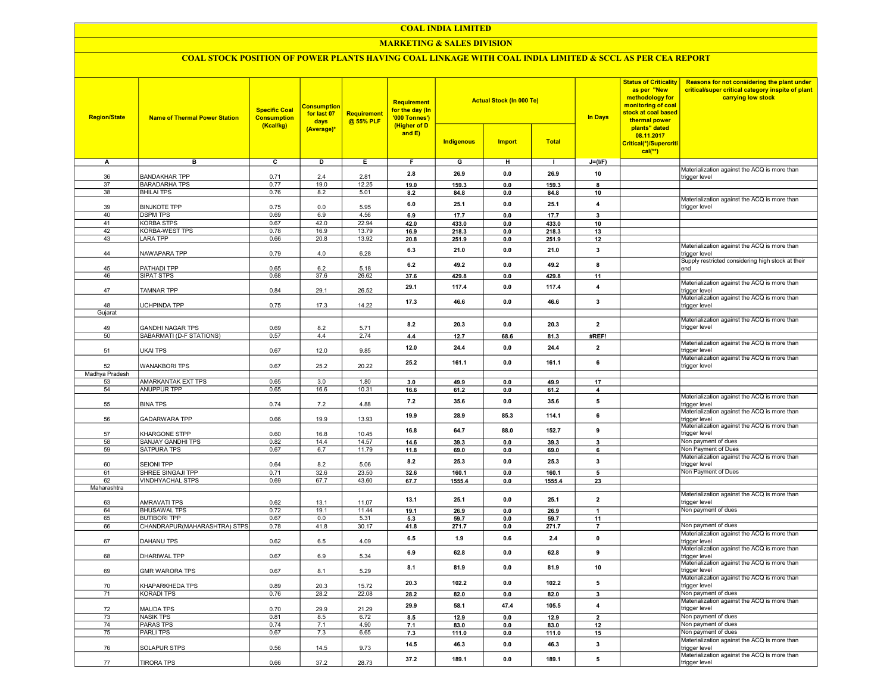# COAL INDIA LIMITED

## MARKETING & SALES DIVISION

### COAL STOCK POSITION OF POWER PLANTS HAVING COAL LINKAGE WITH COAL INDIA LIMITED & SCCL AS PER CEA REPORT

| Region/State | Name of Thermal Power Station | Specific Coal Consumption (Kcal/kg) | Consumption for last 07 days (Average)* | Requirement @ 55% PLF | Requirement for the day (In '000 Tonnes') (Higher of D and E) | Actual Stock (In 000 Te) | | | In Days | Status of Criticality as per "New methodology for monitoring of coal stock at coal based thermal power plants" dated 08.11.2017 Critical(*)/Supercritical(**) | Reasons for not considering the plant under critical/super critical category inspite of plant carrying low stock |
|---|---|---|---|---|---|---|---|---|---|---|---|
| | | | | | | Indigenous | Import | Total | | | |
| A | B | C | D | E | F | G | H | I | J=(I/F) | | |
| 36 | BANDAKHAR TPP | 0.71 | 2.4 | 2.81 | 2.8 | 26.9 | 0.0 | 26.9 | 10 | | Materialization against the ACQ is more than trigger level |
| 37 | BARADARHA TPS | 0.77 | 19.0 | 12.25 | 19.0 | 159.3 | 0.0 | 159.3 | 8 | | |
| 38 | BHILAI TPS | 0.76 | 8.2 | 5.01 | 8.2 | 84.8 | 0.0 | 84.8 | 10 | | |
| 39 | BINJKOTE TPP | 0.75 | 0.0 | 5.95 | 6.0 | 25.1 | 0.0 | 25.1 | 4 | | Materialization against the ACQ is more than trigger level |
| 40 | DSPM TPS | 0.69 | 6.9 | 4.56 | 6.9 | 17.7 | 0.0 | 17.7 | 3 | | |
| 41 | KORBA STPS | 0.67 | 42.0 | 22.94 | 42.0 | 433.0 | 0.0 | 433.0 | 10 | | |
| 42 | KORBA-WEST TPS | 0.78 | 16.9 | 13.79 | 16.9 | 218.3 | 0.0 | 218.3 | 13 | | |
| 43 | LARA TPP | 0.66 | 20.8 | 13.92 | 20.8 | 251.9 | 0.0 | 251.9 | 12 | | |
| 44 | NAWAPARA TPP | 0.79 | 4.0 | 6.28 | 6.3 | 21.0 | 0.0 | 21.0 | 3 | | Materialization against the ACQ is more than trigger level |
| 45 | PATHADI TPP | 0.65 | 6.2 | 5.18 | 6.2 | 49.2 | 0.0 | 49.2 | 8 | | Supply restricted considering high stock at their end |
| 46 | SIPAT STPS | 0.68 | 37.6 | 26.62 | 37.6 | 429.8 | 0.0 | 429.8 | 11 | | |
| 47 | TAMNAR TPP | 0.84 | 29.1 | 26.52 | 29.1 | 117.4 | 0.0 | 117.4 | 4 | | Materialization against the ACQ is more than trigger level |
| 48 | UCHPINDA TPP | 0.75 | 17.3 | 14.22 | 17.3 | 46.6 | 0.0 | 46.6 | 3 | | Materialization against the ACQ is more than trigger level |
| Gujarat | | | | | | | | | | | |
| 49 | GANDHI NAGAR TPS | 0.69 | 8.2 | 5.71 | 8.2 | 20.3 | 0.0 | 20.3 | 2 | | Materialization against the ACQ is more than trigger level |
| 50 | SABARMATI (D-F STATIONS) | 0.57 | 4.4 | 2.74 | 4.4 | 12.7 | 68.6 | 81.3 | #REF! | | |
| 51 | UKAI TPS | 0.67 | 12.0 | 9.85 | 12.0 | 24.4 | 0.0 | 24.4 | 2 | | Materialization against the ACQ is more than trigger level |
| 52 | WANAKBORI TPS | 0.67 | 25.2 | 20.22 | 25.2 | 161.1 | 0.0 | 161.1 | 6 | | Materialization against the ACQ is more than trigger level |
| Madhya Pradesh | | | | | | | | | | | |
| 53 | AMARKANTAK EXT TPS | 0.65 | 3.0 | 1.80 | 3.0 | 49.9 | 0.0 | 49.9 | 17 | | |
| 54 | ANUPPUR TPP | 0.65 | 16.6 | 10.31 | 16.6 | 61.2 | 0.0 | 61.2 | 4 | | |
| 55 | BINA TPS | 0.74 | 7.2 | 4.88 | 7.2 | 35.6 | 0.0 | 35.6 | 5 | | Materialization against the ACQ is more than trigger level |
| 56 | GADARWARA TPP | 0.66 | 19.9 | 13.93 | 19.9 | 28.9 | 85.3 | 114.1 | 6 | | Materialization against the ACQ is more than trigger level |
| 57 | KHARGONE STPP | 0.60 | 16.8 | 10.45 | 16.8 | 64.7 | 88.0 | 152.7 | 9 | | Materialization against the ACQ is more than trigger level |
| 58 | SANJAY GANDHI TPS | 0.82 | 14.4 | 14.57 | 14.6 | 39.3 | 0.0 | 39.3 | 3 | | Non payment of dues |
| 59 | SATPURA TPS | 0.67 | 6.7 | 11.79 | 11.8 | 69.0 | 0.0 | 69.0 | 6 | | Non Payment of Dues |
| 60 | SEIONI TPP | 0.64 | 8.2 | 5.06 | 8.2 | 25.3 | 0.0 | 25.3 | 3 | | Materialization against the ACQ is more than trigger level |
| 61 | SHREE SINGAJI TPP | 0.71 | 32.6 | 23.50 | 32.6 | 160.1 | 0.0 | 160.1 | 5 | | Non Payment of Dues |
| 62 | VINDHYACHAL STPS | 0.69 | 67.7 | 43.60 | 67.7 | 1555.4 | 0.0 | 1555.4 | 23 | | |
| Maharashtra | | | | | | | | | | | |
| 63 | AMRAVATI TPS | 0.62 | 13.1 | 11.07 | 13.1 | 25.1 | 0.0 | 25.1 | 2 | | Materialization against the ACQ is more than trigger level |
| 64 | BHUSAWAL TPS | 0.72 | 19.1 | 11.44 | 19.1 | 26.9 | 0.0 | 26.9 | 1 | | Non payment of dues |
| 65 | BUTIBORI TPP | 0.67 | 0.0 | 5.31 | 5.3 | 59.7 | 0.0 | 59.7 | 11 | | |
| 66 | CHANDRAPUR(MAHARASHTRA) STPS | 0.78 | 41.8 | 30.17 | 41.8 | 271.7 | 0.0 | 271.7 | 7 | | Non payment of dues |
| 67 | DAHANU TPS | 0.62 | 6.5 | 4.09 | 6.5 | 1.9 | 0.6 | 2.4 | 0 | | Materialization against the ACQ is more than trigger level |
| 68 | DHARIWAL TPP | 0.67 | 6.9 | 5.34 | 6.9 | 62.8 | 0.0 | 62.8 | 9 | | Materialization against the ACQ is more than trigger level |
| 69 | GMR WARORA TPS | 0.67 | 8.1 | 5.29 | 8.1 | 81.9 | 0.0 | 81.9 | 10 | | Materialization against the ACQ is more than trigger level |
| 70 | KHAPARKHEDA TPS | 0.89 | 20.3 | 15.72 | 20.3 | 102.2 | 0.0 | 102.2 | 5 | | Materialization against the ACQ is more than trigger level |
| 71 | KORADI TPS | 0.76 | 28.2 | 22.08 | 28.2 | 82.0 | 0.0 | 82.0 | 3 | | Non payment of dues |
| 72 | MAUDA TPS | 0.70 | 29.9 | 21.29 | 29.9 | 58.1 | 47.4 | 105.5 | 4 | | Materialization against the ACQ is more than trigger level |
| 73 | NASIK TPS | 0.81 | 8.5 | 6.72 | 8.5 | 12.9 | 0.0 | 12.9 | 2 | | Non payment of dues |
| 74 | PARAS TPS | 0.74 | 7.1 | 4.90 | 7.1 | 83.0 | 0.0 | 83.0 | 12 | | Non payment of dues |
| 75 | PARLI TPS | 0.67 | 7.3 | 6.65 | 7.3 | 111.0 | 0.0 | 111.0 | 15 | | Non payment of dues |
| 76 | SOLAPUR STPS | 0.56 | 14.5 | 9.73 | 14.5 | 46.3 | 0.0 | 46.3 | 3 | | Materialization against the ACQ is more than trigger level |
| 77 | TIRORA TPS | 0.66 | 37.2 | 28.73 | 37.2 | 189.1 | 0.0 | 189.1 | 5 | | Materialization against the ACQ is more than trigger level |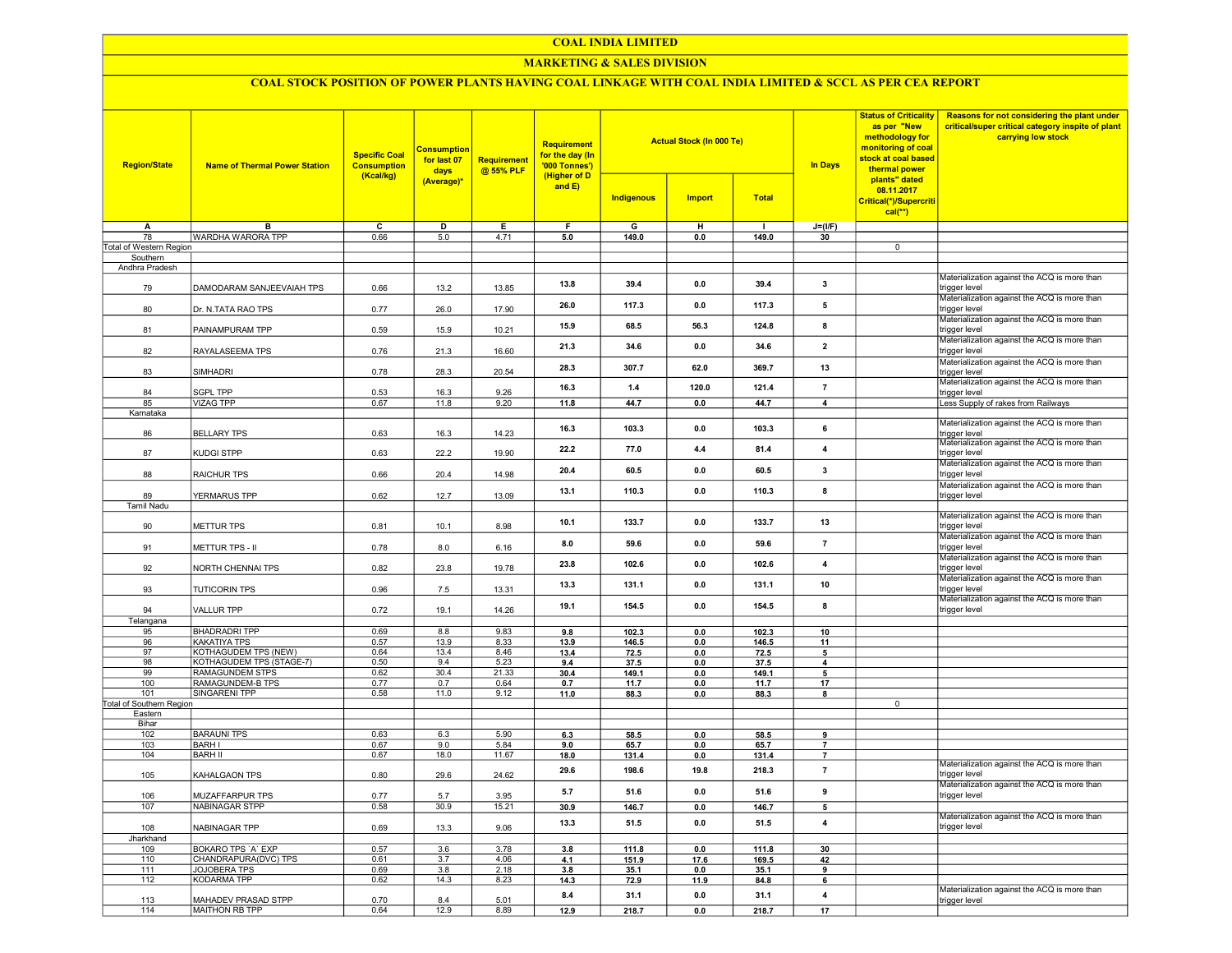# COAL INDIA LIMITED

## MARKETING & SALES DIVISION

### COAL STOCK POSITION OF POWER PLANTS HAVING COAL LINKAGE WITH COAL INDIA LIMITED & SCCL AS PER CEA REPORT

| Region/State | Name of Thermal Power Station | Specific Coal Consumption (Kcal/kg) | Consumption for last 07 days (Average)* | Requirement @ 55% PLF | Requirement for the day (In '000 Tonnes') (Higher of D and E) | Actual Stock (In 000 Te) | | | In Days | Status of Criticality as per "New methodology for monitoring of coal stock at coal based thermal power plants" dated 08.11.2017 Critical(*)/Supercritical(**) | Reasons for not considering the plant under critical/super critical category inspite of plant carrying low stock |
|---|---|---|---|---|---|---|---|---|---|---|---|
| | | | | | | Indigenous | Import | Total | | | |
| A | B | C | D | E | F | G | H | I | J=(I/F) | | |
| 78 | WARDHA WARORA TPP | 0.66 | 5.0 | 4.71 | 5.0 | 149.0 | 0.0 | 149.0 | 30 | | |
| Total of Western Region | | | | | | | | | | 0 | |
| Southern | | | | | | | | | | | |
| Andhra Pradesh | | | | | | | | | | | |
| 79 | DAMODARAM SANJEEVAIAH TPS | 0.66 | 13.2 | 13.85 | 13.8 | 39.4 | 0.0 | 39.4 | 3 | | Materialization against the ACQ is more than trigger level |
| 80 | Dr. N.TATA RAO TPS | 0.77 | 26.0 | 17.90 | 26.0 | 117.3 | 0.0 | 117.3 | 5 | | Materialization against the ACQ is more than trigger level |
| 81 | PAINAMPURAM TPP | 0.59 | 15.9 | 10.21 | 15.9 | 68.5 | 56.3 | 124.8 | 8 | | Materialization against the ACQ is more than trigger level |
| 82 | RAYALASEEMA TPS | 0.76 | 21.3 | 16.60 | 21.3 | 34.6 | 0.0 | 34.6 | 2 | | Materialization against the ACQ is more than trigger level |
| 83 | SIMHADRI | 0.78 | 28.3 | 20.54 | 28.3 | 307.7 | 62.0 | 369.7 | 13 | | Materialization against the ACQ is more than trigger level |
| 84 | SGPL TPP | 0.53 | 16.3 | 9.26 | 16.3 | 1.4 | 120.0 | 121.4 | 7 | | Materialization against the ACQ is more than trigger level |
| 85 | VIZAG TPP | 0.67 | 11.8 | 9.20 | 11.8 | 44.7 | 0.0 | 44.7 | 4 | | Less Supply of rakes from Railways |
| Karnataka | | | | | | | | | | | |
| 86 | BELLARY TPS | 0.63 | 16.3 | 14.23 | 16.3 | 103.3 | 0.0 | 103.3 | 6 | | Materialization against the ACQ is more than trigger level |
| 87 | KUDGI STPP | 0.63 | 22.2 | 19.90 | 22.2 | 77.0 | 4.4 | 81.4 | 4 | | Materialization against the ACQ is more than trigger level |
| 88 | RAICHUR TPS | 0.66 | 20.4 | 14.98 | 20.4 | 60.5 | 0.0 | 60.5 | 3 | | Materialization against the ACQ is more than trigger level |
| 89 | YERMARUS TPP | 0.62 | 12.7 | 13.09 | 13.1 | 110.3 | 0.0 | 110.3 | 8 | | Materialization against the ACQ is more than trigger level |
| Tamil Nadu | | | | | | | | | | | |
| 90 | METTUR TPS | 0.81 | 10.1 | 8.98 | 10.1 | 133.7 | 0.0 | 133.7 | 13 | | Materialization against the ACQ is more than trigger level |
| 91 | METTUR TPS - II | 0.78 | 8.0 | 6.16 | 8.0 | 59.6 | 0.0 | 59.6 | 7 | | Materialization against the ACQ is more than trigger level |
| 92 | NORTH CHENNAI TPS | 0.82 | 23.8 | 19.78 | 23.8 | 102.6 | 0.0 | 102.6 | 4 | | Materialization against the ACQ is more than trigger level |
| 93 | TUTICORIN TPS | 0.96 | 7.5 | 13.31 | 13.3 | 131.1 | 0.0 | 131.1 | 10 | | Materialization against the ACQ is more than trigger level |
| 94 | VALLUR TPP | 0.72 | 19.1 | 14.26 | 19.1 | 154.5 | 0.0 | 154.5 | 8 | | Materialization against the ACQ is more than trigger level |
| Telangana | | | | | | | | | | | |
| 95 | BHADRADRI TPP | 0.69 | 8.8 | 9.83 | 9.8 | 102.3 | 0.0 | 102.3 | 10 | | |
| 96 | KAKATIYA TPS | 0.57 | 13.9 | 8.33 | 13.9 | 146.5 | 0.0 | 146.5 | 11 | | |
| 97 | KOTHAGUDEM TPS (NEW) | 0.64 | 13.4 | 8.46 | 13.4 | 72.5 | 0.0 | 72.5 | 5 | | |
| 98 | KOTHAGUDEM TPS (STAGE-7) | 0.50 | 9.4 | 5.23 | 9.4 | 37.5 | 0.0 | 37.5 | 4 | | |
| 99 | RAMAGUNDEM STPS | 0.62 | 30.4 | 21.33 | 30.4 | 149.1 | 0.0 | 149.1 | 5 | | |
| 100 | RAMAGUNDEM-B TPS | 0.77 | 0.7 | 0.64 | 0.7 | 11.7 | 0.0 | 11.7 | 17 | | |
| 101 | SINGARENI TPP | 0.58 | 11.0 | 9.12 | 11.0 | 88.3 | 0.0 | 88.3 | 8 | | |
| Total of Southern Region | | | | | | | | | | 0 | |
| Eastern | | | | | | | | | | | |
| Bihar | | | | | | | | | | | |
| 102 | BARAUNI TPS | 0.63 | 6.3 | 5.90 | 6.3 | 58.5 | 0.0 | 58.5 | 9 | | |
| 103 | BARH I | 0.67 | 9.0 | 5.84 | 9.0 | 65.7 | 0.0 | 65.7 | 7 | | |
| 104 | BARH II | 0.67 | 18.0 | 11.67 | 18.0 | 131.4 | 0.0 | 131.4 | 7 | | |
| 105 | KAHALGAON TPS | 0.80 | 29.6 | 24.62 | 29.6 | 198.6 | 19.8 | 218.3 | 7 | | Materialization against the ACQ is more than trigger level |
| 106 | MUZAFFARPUR TPS | 0.77 | 5.7 | 3.95 | 5.7 | 51.6 | 0.0 | 51.6 | 9 | | Materialization against the ACQ is more than trigger level |
| 107 | NABINAGAR STPP | 0.58 | 30.9 | 15.21 | 30.9 | 146.7 | 0.0 | 146.7 | 5 | | |
| 108 | NABINAGAR TPP | 0.69 | 13.3 | 9.06 | 13.3 | 51.5 | 0.0 | 51.5 | 4 | | Materialization against the ACQ is more than trigger level |
| Jharkhand | | | | | | | | | | | |
| 109 | BOKARO TPS `A` EXP | 0.57 | 3.6 | 3.78 | 3.8 | 111.8 | 0.0 | 111.8 | 30 | | |
| 110 | CHANDRAPURA(DVC) TPS | 0.61 | 3.7 | 4.06 | 4.1 | 151.9 | 17.6 | 169.5 | 42 | | |
| 111 | JOJOBERA TPS | 0.69 | 3.8 | 2.18 | 3.8 | 35.1 | 0.0 | 35.1 | 9 | | |
| 112 | KODARMA TPP | 0.62 | 14.3 | 8.23 | 14.3 | 72.9 | 11.9 | 84.8 | 6 | | |
| 113 | MAHADEV PRASAD STPP | 0.70 | 8.4 | 5.01 | 8.4 | 31.1 | 0.0 | 31.1 | 4 | | Materialization against the ACQ is more than trigger level |
| 114 | MAITHON RB TPP | 0.64 | 12.9 | 8.89 | 12.9 | 218.7 | 0.0 | 218.7 | 17 | | |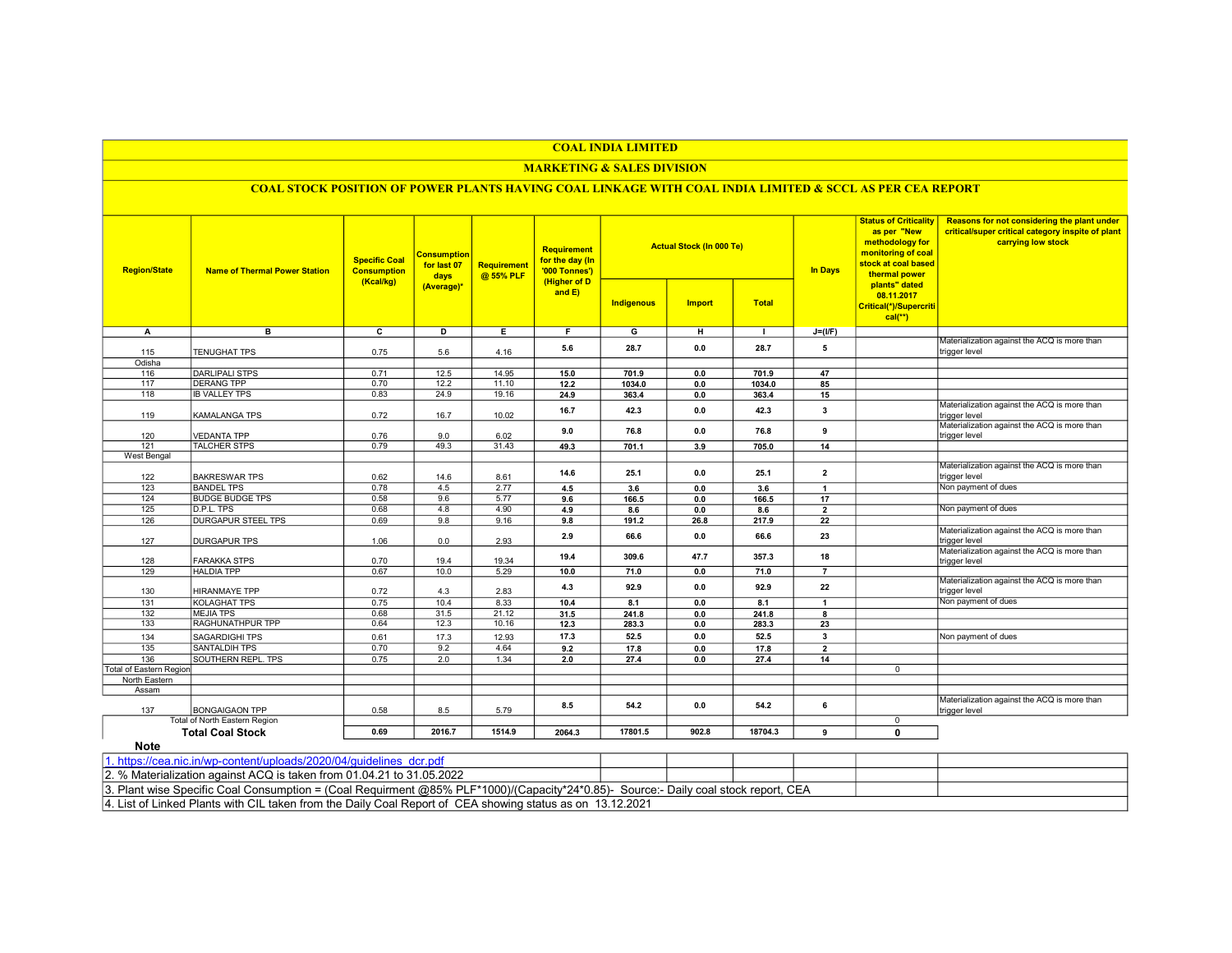| COAL INDIA LIMITED | | | | | | | | | | | |
|---|---|---|---|---|---|---|---|---|---|---|---|
| MARKETING & SALES DIVISION | | | | | | | | | | | |
| COAL STOCK POSITION OF POWER PLANTS HAVING COAL LINKAGE WITH COAL INDIA LIMITED & SCCL AS PER CEA REPORT | | | | | | | | | | | |
| Region/State | Name of Thermal Power Station | Specific Coal Consumption (Kcal/kg) | Consumption for last 07 days (Average)* | Requirement @ 55% PLF | Requirement for the day (In '000 Tonnes') (Higher of D and E) | Actual Stock (In 000 Te) | | | In Days | Status of Criticality as per "New methodology for monitoring of coal stock at coal based thermal power plants" dated 08.11.2017 Critical(*)/Supercritical(**) | Reasons for not considering the plant under critical/super critical category inspite of plant carrying low stock |
| | | | | | | Indigenous | Import | Total | | | |
| A | B | C | D | E | F | G | H | I | J=(I/F) | | |
| 115 | TENUGHAT TPS | 0.75 | 5.6 | 4.16 | 5.6 | 28.7 | 0.0 | 28.7 | 5 | | Materialization against the ACQ is more than trigger level |
| Odisha | | | | | | | | | | | |
| 116 | DARLIPALI STPS | 0.71 | 12.5 | 14.95 | 15.0 | 701.9 | 0.0 | 701.9 | 47 | | |
| 117 | DERANG TPP | 0.70 | 12.2 | 11.10 | 12.2 | 1034.0 | 0.0 | 1034.0 | 85 | | |
| 118 | IB VALLEY TPS | 0.83 | 24.9 | 19.16 | 24.9 | 363.4 | 0.0 | 363.4 | 15 | | |
| 119 | KAMALANGA TPS | 0.72 | 16.7 | 10.02 | 16.7 | 42.3 | 0.0 | 42.3 | 3 | | Materialization against the ACQ is more than trigger level |
| 120 | VEDANTA TPP | 0.76 | 9.0 | 6.02 | 9.0 | 76.8 | 0.0 | 76.8 | 9 | | Materialization against the ACQ is more than trigger level |
| 121 | TALCHER STPS | 0.79 | 49.3 | 31.43 | 49.3 | 701.1 | 3.9 | 705.0 | 14 | | |
| West Bengal | | | | | | | | | | | |
| 122 | BAKRESWAR TPS | 0.62 | 14.6 | 8.61 | 14.6 | 25.1 | 0.0 | 25.1 | 2 | | Materialization against the ACQ is more than trigger level |
| 123 | BANDEL TPS | 0.78 | 4.5 | 2.77 | 4.5 | 3.6 | 0.0 | 3.6 | 1 | | Non payment of dues |
| 124 | BUDGE BUDGE TPS | 0.58 | 9.6 | 5.77 | 9.6 | 166.5 | 0.0 | 166.5 | 17 | | |
| 125 | D.P.L. TPS | 0.68 | 4.8 | 4.90 | 4.9 | 8.6 | 0.0 | 8.6 | 2 | | Non payment of dues |
| 126 | DURGAPUR STEEL TPS | 0.69 | 9.8 | 9.16 | 9.8 | 191.2 | 26.8 | 217.9 | 22 | | |
| 127 | DURGAPUR TPS | 1.06 | 0.0 | 2.93 | 2.9 | 66.6 | 0.0 | 66.6 | 23 | | Materialization against the ACQ is more than trigger level |
| 128 | FARAKKA STPS | 0.70 | 19.4 | 19.34 | 19.4 | 309.6 | 47.7 | 357.3 | 18 | | Materialization against the ACQ is more than trigger level |
| 129 | HALDIA TPP | 0.67 | 10.0 | 5.29 | 10.0 | 71.0 | 0.0 | 71.0 | 7 | | |
| 130 | HIRANMAYE TPP | 0.72 | 4.3 | 2.83 | 4.3 | 92.9 | 0.0 | 92.9 | 22 | | Materialization against the ACQ is more than trigger level |
| 131 | KOLAGHAT TPS | 0.75 | 10.4 | 8.33 | 10.4 | 8.1 | 0.0 | 8.1 | 1 | | Non payment of dues |
| 132 | MEJIA TPS | 0.68 | 31.5 | 21.12 | 31.5 | 241.8 | 0.0 | 241.8 | 8 | | |
| 133 | RAGHUNATHPUR TPP | 0.64 | 12.3 | 10.16 | 12.3 | 283.3 | 0.0 | 283.3 | 23 | | |
| 134 | SAGARDIGHI TPS | 0.61 | 17.3 | 12.93 | 17.3 | 52.5 | 0.0 | 52.5 | 3 | | Non payment of dues |
| 135 | SANTALDIH TPS | 0.70 | 9.2 | 4.64 | 9.2 | 17.8 | 0.0 | 17.8 | 2 | | |
| 136 | SOUTHERN REPL. TPS | 0.75 | 2.0 | 1.34 | 2.0 | 27.4 | 0.0 | 27.4 | 14 | | |
| Total of Eastern Region | | | | | | | | | | 0 | |
| North Eastern | | | | | | | | | | | |
| Assam | | | | | | | | | | | |
| 137 | BONGAIGAON TPP | 0.58 | 8.5 | 5.79 | 8.5 | 54.2 | 0.0 | 54.2 | 6 | | Materialization against the ACQ is more than trigger level |
| Total of North Eastern Region | | | | | | | | | | 0 | |
| **Total Coal Stock** | | 0.69 | 2016.7 | 1514.9 | 2064.3 | 17801.5 | 902.8 | 18704.3 | 9 | 0 | |

**Note**

1. https://cea.nic.in/wp-content/uploads/2020/04/guidelines_dcr.pdf
2. % Materialization against ACQ is taken from 01.04.21 to 31.05.2022
3. Plant wise Specific Coal Consumption = (Coal Requirment @85% PLF*1000)/(Capacity*24*0.85)- Source:- Daily coal stock report, CEA
4. List of Linked Plants with CIL taken from the Daily Coal Report of CEA showing status as on 13.12.2021